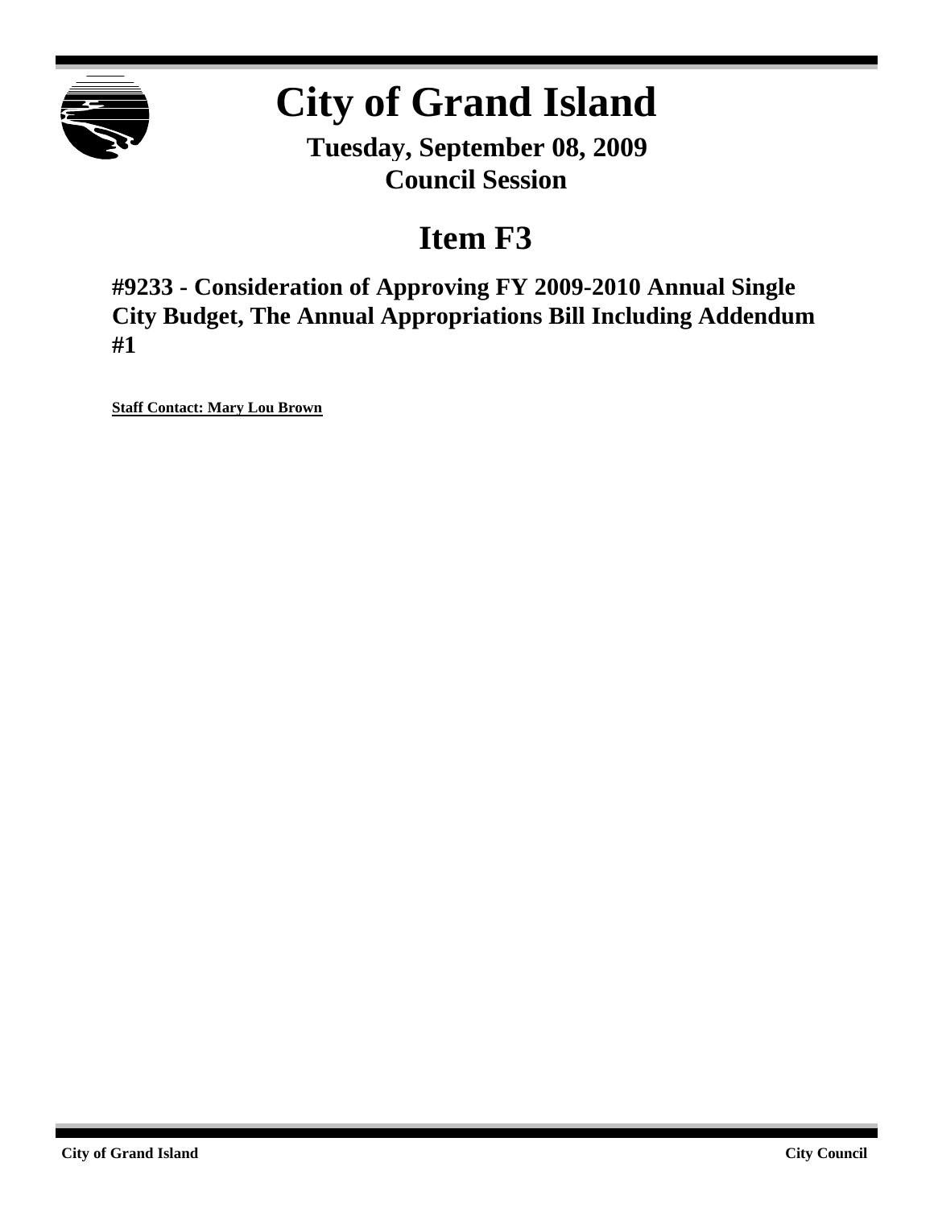# City of Grand Island

**Tuesday, September 08, 2009**
**Council Session**

## Item F3

### #9233 - Consideration of Approving FY 2009-2010 Annual Single City Budget, The Annual Appropriations Bill Including Addendum #1

**Staff Contact: Mary Lou Brown**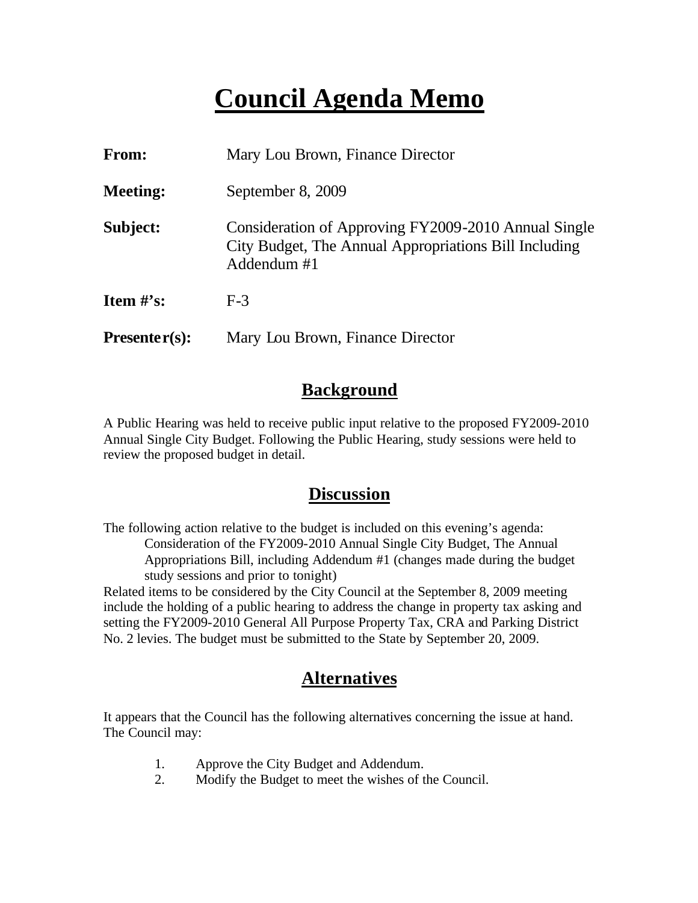# Council Agenda Memo

**From:** Mary Lou Brown, Finance Director

**Meeting:** September 8, 2009

**Subject:** Consideration of Approving FY2009-2010 Annual Single City Budget, The Annual Appropriations Bill Including Addendum #1

**Item #'s:** F-3

**Presenter(s):** Mary Lou Brown, Finance Director

## Background

A Public Hearing was held to receive public input relative to the proposed FY2009-2010 Annual Single City Budget. Following the Public Hearing, study sessions were held to review the proposed budget in detail.

## Discussion

The following action relative to the budget is included on this evening's agenda:

> Consideration of the FY2009-2010 Annual Single City Budget, The Annual Appropriations Bill, including Addendum #1 (changes made during the budget study sessions and prior to tonight)

Related items to be considered by the City Council at the September 8, 2009 meeting include the holding of a public hearing to address the change in property tax asking and setting the FY2009-2010 General All Purpose Property Tax, CRA and Parking District No. 2 levies. The budget must be submitted to the State by September 20, 2009.

## Alternatives

It appears that the Council has the following alternatives concerning the issue at hand. The Council may:

1. Approve the City Budget and Addendum.
2. Modify the Budget to meet the wishes of the Council.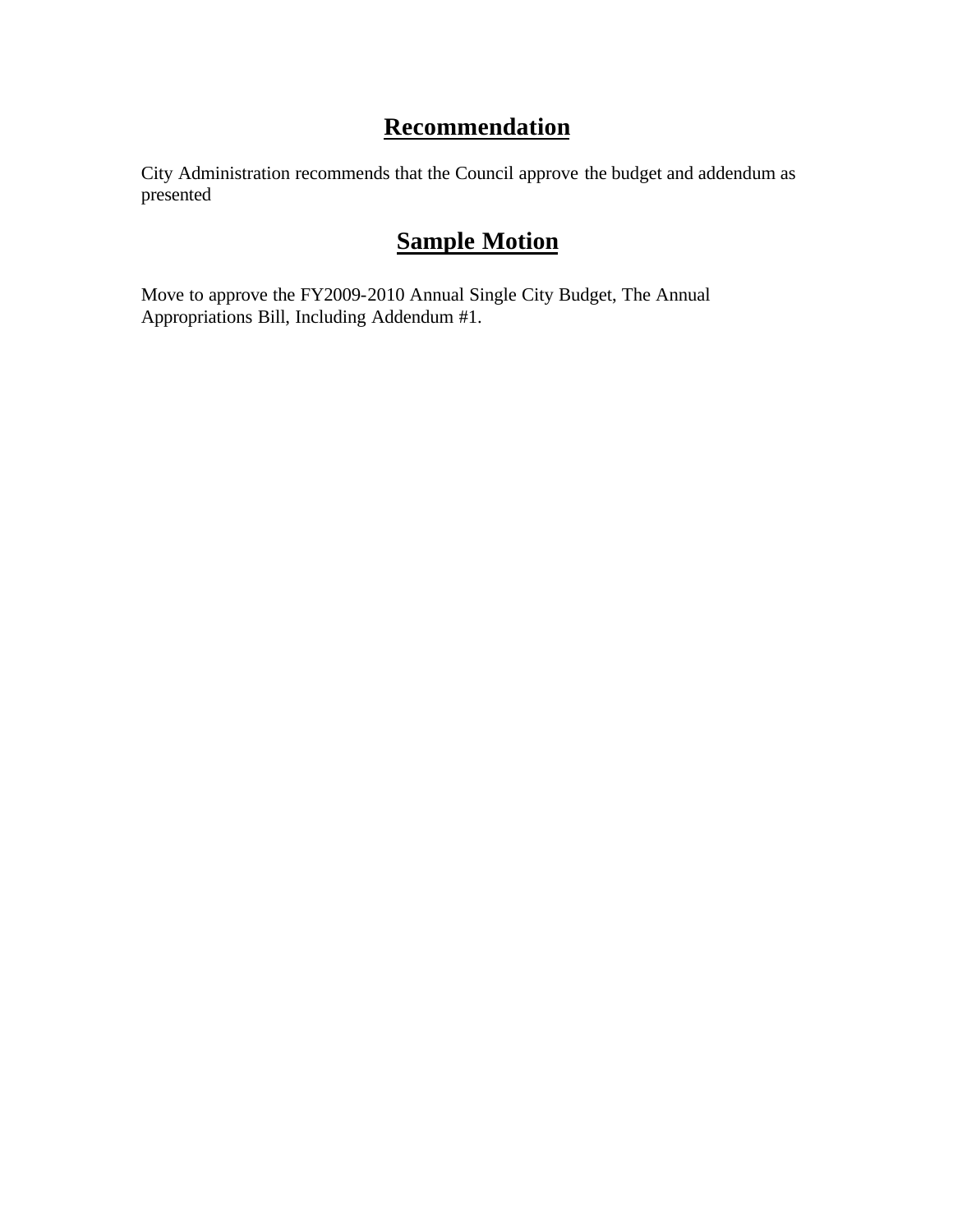## Recommendation

City Administration recommends that the Council approve the budget and addendum as presented

## Sample Motion

Move to approve the FY2009-2010 Annual Single City Budget, The Annual Appropriations Bill, Including Addendum #1.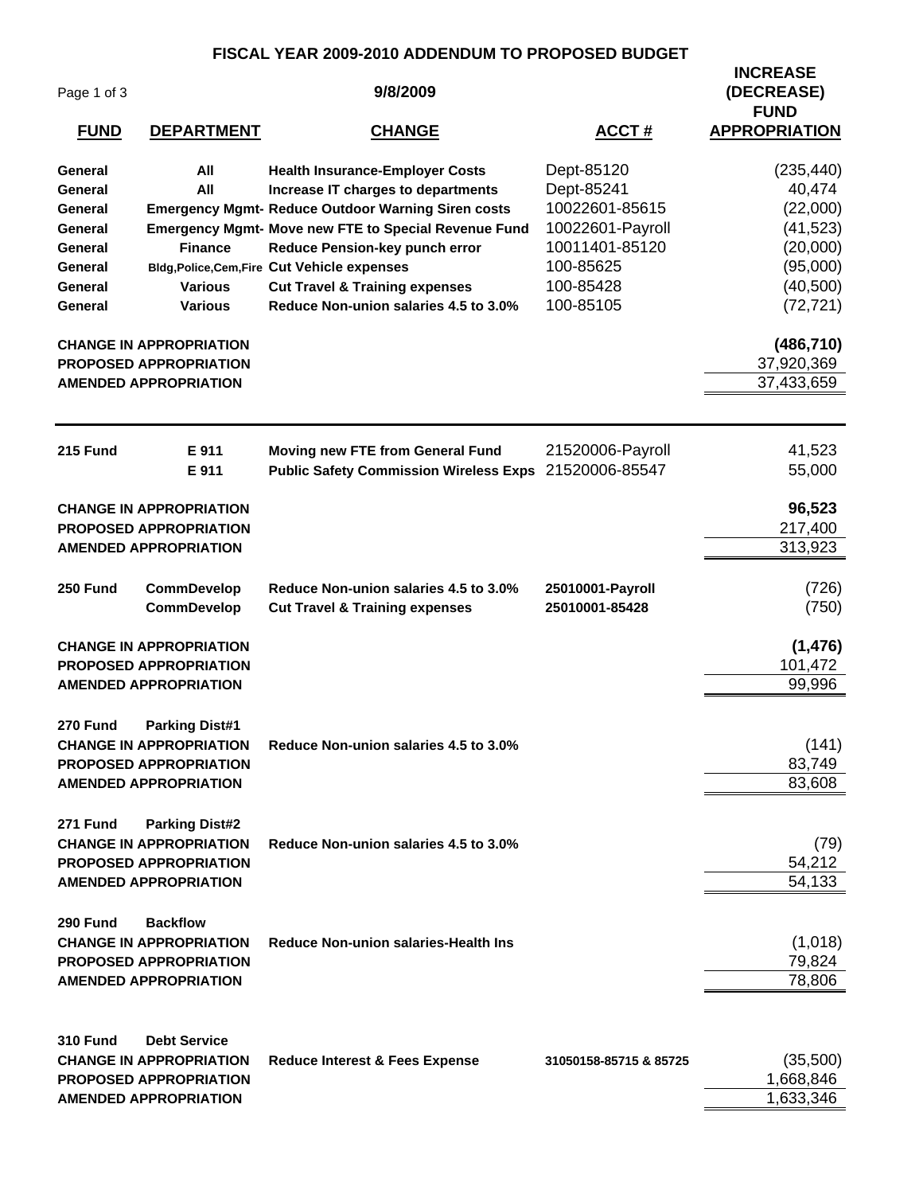# FISCAL YEAR 2009-2010 ADDENDUM TO PROPOSED BUDGET

**9/8/2009**

| FUND | DEPARTMENT | CHANGE | ACCT # | INCREASE (DECREASE) FUND APPROPRIATION |
|---|---|---|---|---|
| General | All | Health Insurance-Employer Costs | Dept-85120 | (235,440) |
| General | All | Increase IT charges to departments | Dept-85241 | 40,474 |
| General | Emergency Mgmt- | Reduce Outdoor Warning Siren costs | 10022601-85615 | (22,000) |
| General | Emergency Mgmt- | Move new FTE to Special Revenue Fund | 10022601-Payroll | (41,523) |
| General | Finance | Reduce Pension-key punch error | 10011401-85120 | (20,000) |
| General | Bldg,Police,Cem,Fire | Cut Vehicle expenses | 100-85625 | (95,000) |
| General | Various | Cut Travel & Training expenses | 100-85428 | (40,500) |
| General | Various | Reduce Non-union salaries 4.5 to 3.0% | 100-85105 | (72,721) |
| **CHANGE IN APPROPRIATION** | | | | **(486,710)** |
| **PROPOSED APPROPRIATION** | | | | 37,920,369 |
| **AMENDED APPROPRIATION** | | | | 37,433,659 |
| 215 Fund | E 911 | Moving new FTE from General Fund | 21520006-Payroll | 41,523 |
| | E 911 | Public Safety Commission Wireless Exps | 21520006-85547 | 55,000 |
| **CHANGE IN APPROPRIATION** | | | | **96,523** |
| **PROPOSED APPROPRIATION** | | | | 217,400 |
| **AMENDED APPROPRIATION** | | | | 313,923 |
| 250 Fund | CommDevelop | Reduce Non-union salaries 4.5 to 3.0% | 25010001-Payroll | (726) |
| | CommDevelop | Cut Travel & Training expenses | 25010001-85428 | (750) |
| **CHANGE IN APPROPRIATION** | | | | **(1,476)** |
| **PROPOSED APPROPRIATION** | | | | 101,472 |
| **AMENDED APPROPRIATION** | | | | 99,996 |
| 270 Fund | Parking Dist#1 | | | |
| **CHANGE IN APPROPRIATION** | | Reduce Non-union salaries 4.5 to 3.0% | | (141) |
| **PROPOSED APPROPRIATION** | | | | 83,749 |
| **AMENDED APPROPRIATION** | | | | 83,608 |
| 271 Fund | Parking Dist#2 | | | |
| **CHANGE IN APPROPRIATION** | | Reduce Non-union salaries 4.5 to 3.0% | | (79) |
| **PROPOSED APPROPRIATION** | | | | 54,212 |
| **AMENDED APPROPRIATION** | | | | 54,133 |
| 290 Fund | Backflow | | | |
| **CHANGE IN APPROPRIATION** | | Reduce Non-union salaries-Health Ins | | (1,018) |
| **PROPOSED APPROPRIATION** | | | | 79,824 |
| **AMENDED APPROPRIATION** | | | | 78,806 |
| 310 Fund | Debt Service | | | |
| **CHANGE IN APPROPRIATION** | | Reduce Interest & Fees Expense | 31050158-85715 & 85725 | (35,500) |
| **PROPOSED APPROPRIATION** | | | | 1,668,846 |
| **AMENDED APPROPRIATION** | | | | 1,633,346 |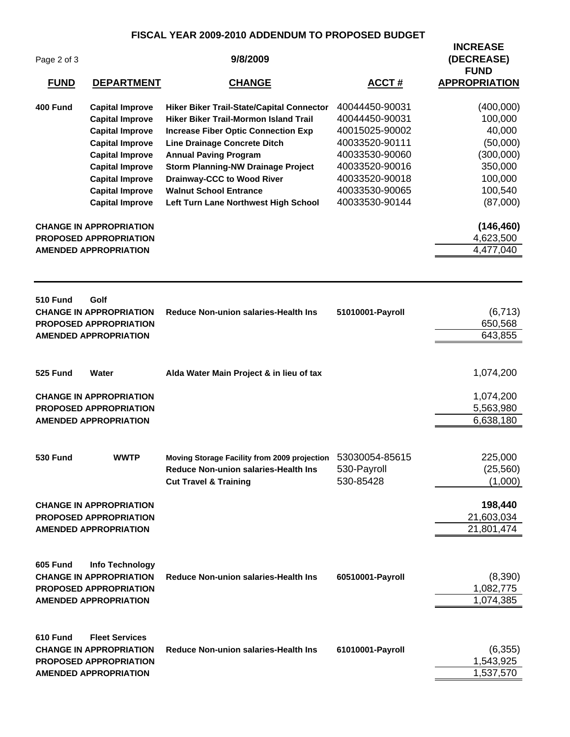# FISCAL YEAR 2009-2010 ADDENDUM TO PROPOSED BUDGET

9/8/2009

| FUND | DEPARTMENT | CHANGE | ACCT # | INCREASE (DECREASE) FUND APPROPRIATION |
|---|---|---|---|---|
| **400 Fund** | **Capital Improve** | **Hiker Biker Trail-State/Capital Connector** | 40044450-90031 | (400,000) |
| | **Capital Improve** | **Hiker Biker Trail-Mormon Island Trail** | 40044450-90031 | 100,000 |
| | **Capital Improve** | **Increase Fiber Optic Connection Exp** | 40015025-90002 | 40,000 |
| | **Capital Improve** | **Line Drainage Concrete Ditch** | 40033520-90111 | (50,000) |
| | **Capital Improve** | **Annual Paving Program** | 40033530-90060 | (300,000) |
| | **Capital Improve** | **Storm Planning-NW Drainage Project** | 40033520-90016 | 350,000 |
| | **Capital Improve** | **Drainway-CCC to Wood River** | 40033520-90018 | 100,000 |
| | **Capital Improve** | **Walnut School Entrance** | 40033530-90065 | 100,540 |
| | **Capital Improve** | **Left Turn Lane Northwest High School** | 40033530-90144 | (87,000) |
| **CHANGE IN APPROPRIATION** | | | | **(146,460)** |
| **PROPOSED APPROPRIATION** | | | | 4,623,500 |
| **AMENDED APPROPRIATION** | | | | 4,477,040 |
| **510 Fund** | **Golf** | | | |
| **CHANGE IN APPROPRIATION** | | **Reduce Non-union salaries-Health Ins** | **51010001-Payroll** | (6,713) |
| **PROPOSED APPROPRIATION** | | | | 650,568 |
| **AMENDED APPROPRIATION** | | | | 643,855 |
| **525 Fund** | **Water** | **Alda Water Main Project & in lieu of tax** | | 1,074,200 |
| **CHANGE IN APPROPRIATION** | | | | 1,074,200 |
| **PROPOSED APPROPRIATION** | | | | 5,563,980 |
| **AMENDED APPROPRIATION** | | | | 6,638,180 |
| **530 Fund** | **WWTP** | **Moving Storage Facility from 2009 projection** | 53030054-85615 | 225,000 |
| | | **Reduce Non-union salaries-Health Ins** | 530-Payroll | (25,560) |
| | | **Cut Travel & Training** | 530-85428 | (1,000) |
| **CHANGE IN APPROPRIATION** | | | | **198,440** |
| **PROPOSED APPROPRIATION** | | | | 21,603,034 |
| **AMENDED APPROPRIATION** | | | | 21,801,474 |
| **605 Fund** | **Info Technology** | | | |
| **CHANGE IN APPROPRIATION** | | **Reduce Non-union salaries-Health Ins** | **60510001-Payroll** | (8,390) |
| **PROPOSED APPROPRIATION** | | | | 1,082,775 |
| **AMENDED APPROPRIATION** | | | | 1,074,385 |
| **610 Fund** | **Fleet Services** | | | |
| **CHANGE IN APPROPRIATION** | | **Reduce Non-union salaries-Health Ins** | **61010001-Payroll** | (6,355) |
| **PROPOSED APPROPRIATION** | | | | 1,543,925 |
| **AMENDED APPROPRIATION** | | | | 1,537,570 |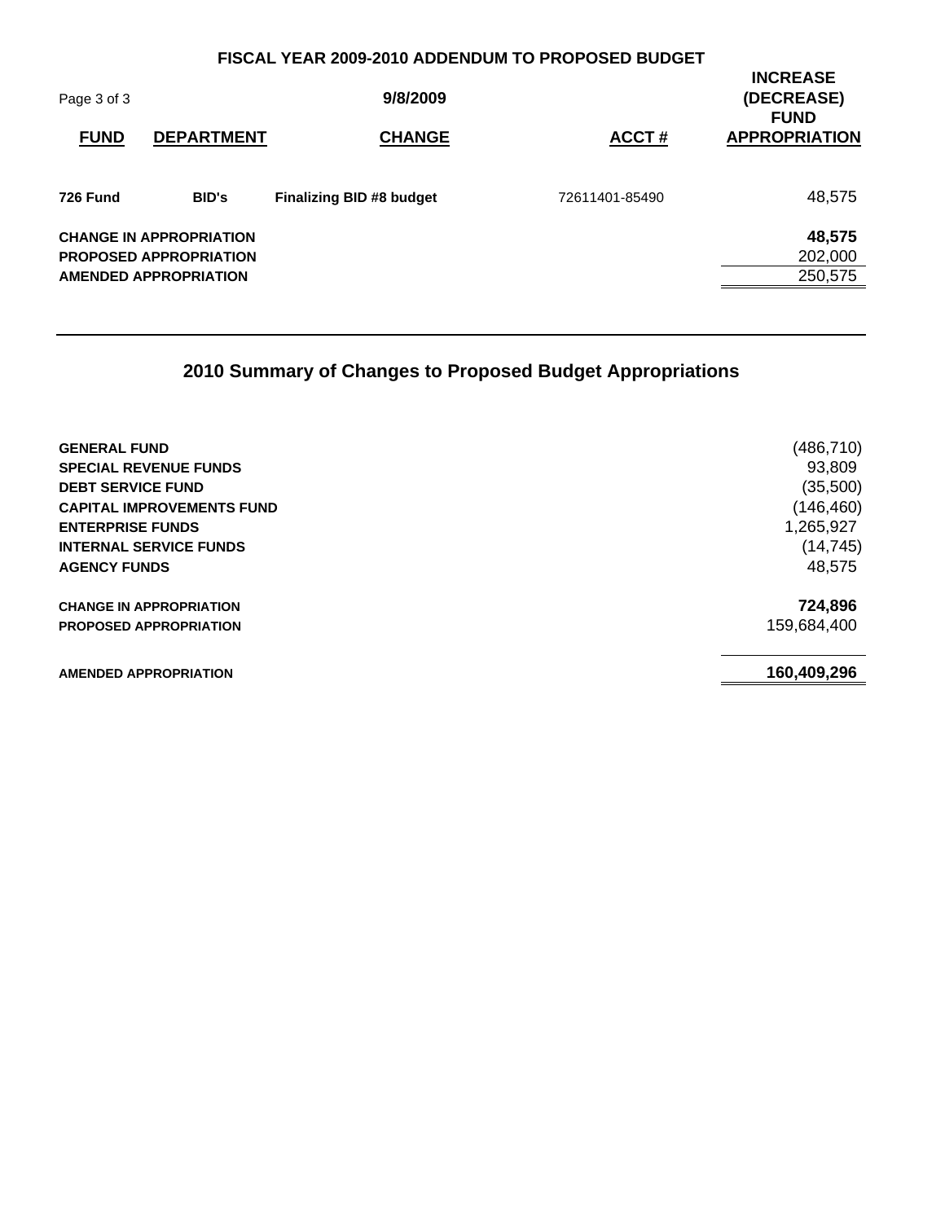## FISCAL YEAR 2009-2010 ADDENDUM TO PROPOSED BUDGET

**9/8/2009**

| FUND | DEPARTMENT | CHANGE | ACCT # | INCREASE (DECREASE) FUND APPROPRIATION |
|---|---|---|---|---|
| **726 Fund** | **BID's** | **Finalizing BID #8 budget** | 72611401-85490 | 48,575 |
| **CHANGE IN APPROPRIATION** | | | | **48,575** |
| **PROPOSED APPROPRIATION** | | | | 202,000 |
| **AMENDED APPROPRIATION** | | | | 250,575 |

## 2010 Summary of Changes to Proposed Budget Appropriations

| | |
|---|---|
| **GENERAL FUND** | (486,710) |
| **SPECIAL REVENUE FUNDS** | 93,809 |
| **DEBT SERVICE FUND** | (35,500) |
| **CAPITAL IMPROVEMENTS FUND** | (146,460) |
| **ENTERPRISE FUNDS** | 1,265,927 |
| **INTERNAL SERVICE FUNDS** | (14,745) |
| **AGENCY FUNDS** | 48,575 |
| **CHANGE IN APPROPRIATION** | **724,896** |
| **PROPOSED APPROPRIATION** | 159,684,400 |
| **AMENDED APPROPRIATION** | **160,409,296** |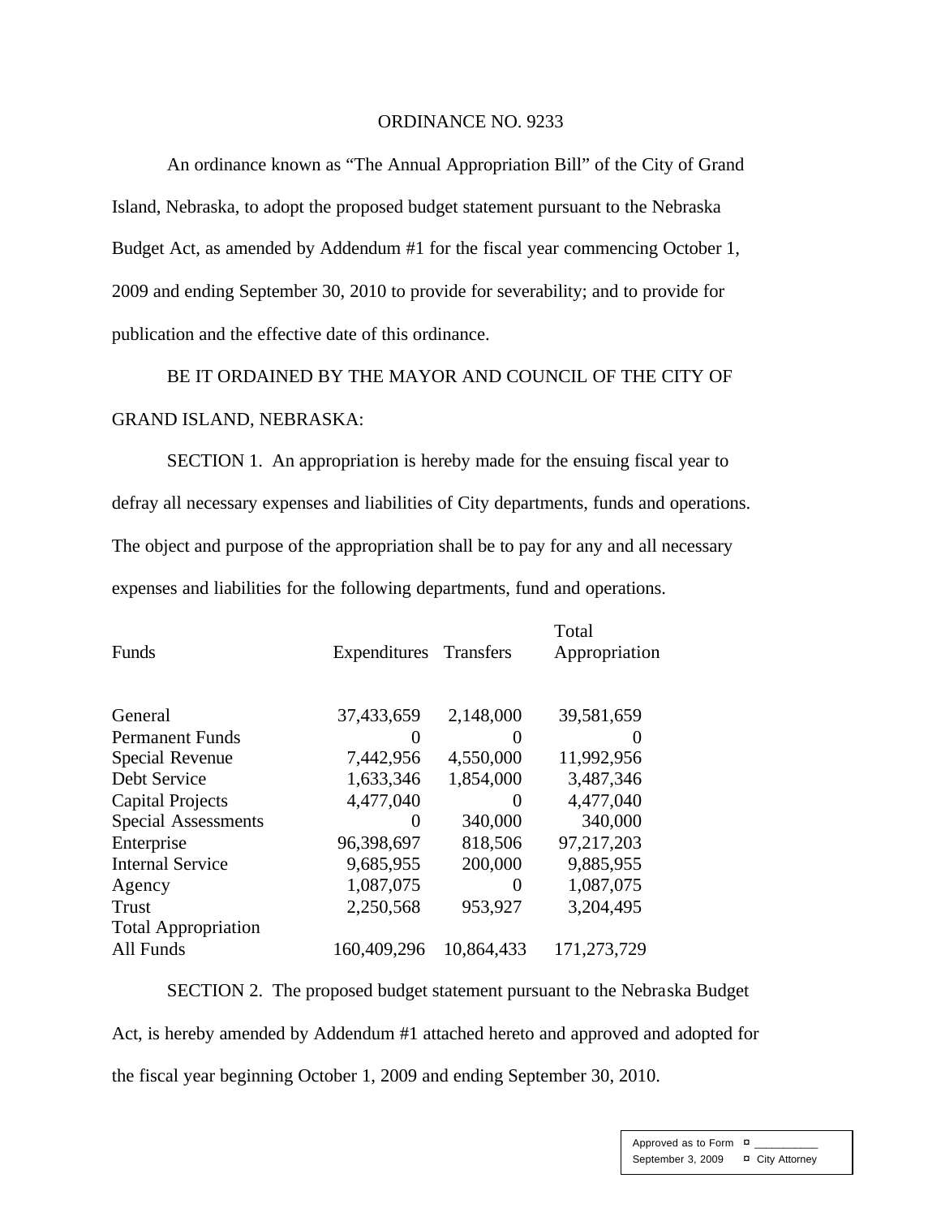ORDINANCE NO. 9233

An ordinance known as "The Annual Appropriation Bill" of the City of Grand Island, Nebraska, to adopt the proposed budget statement pursuant to the Nebraska Budget Act, as amended by Addendum #1 for the fiscal year commencing October 1, 2009 and ending September 30, 2010 to provide for severability; and to provide for publication and the effective date of this ordinance.

BE IT ORDAINED BY THE MAYOR AND COUNCIL OF THE CITY OF GRAND ISLAND, NEBRASKA:

SECTION 1. An appropriation is hereby made for the ensuing fiscal year to defray all necessary expenses and liabilities of City departments, funds and operations. The object and purpose of the appropriation shall be to pay for any and all necessary expenses and liabilities for the following departments, fund and operations.

| Funds | Expenditures | Transfers | Total Appropriation |
|---|---|---|---|
| General | 37,433,659 | 2,148,000 | 39,581,659 |
| Permanent Funds | 0 | 0 | 0 |
| Special Revenue | 7,442,956 | 4,550,000 | 11,992,956 |
| Debt Service | 1,633,346 | 1,854,000 | 3,487,346 |
| Capital Projects | 4,477,040 | 0 | 4,477,040 |
| Special Assessments | 0 | 340,000 | 340,000 |
| Enterprise | 96,398,697 | 818,506 | 97,217,203 |
| Internal Service | 9,685,955 | 200,000 | 9,885,955 |
| Agency | 1,087,075 | 0 | 1,087,075 |
| Trust | 2,250,568 | 953,927 | 3,204,495 |
| Total Appropriation All Funds | 160,409,296 | 10,864,433 | 171,273,729 |

SECTION 2. The proposed budget statement pursuant to the Nebraska Budget Act, is hereby amended by Addendum #1 attached hereto and approved and adopted for the fiscal year beginning October 1, 2009 and ending September 30, 2010.

Approved as to Form ¤ ___________
September 3, 2009 ¤ City Attorney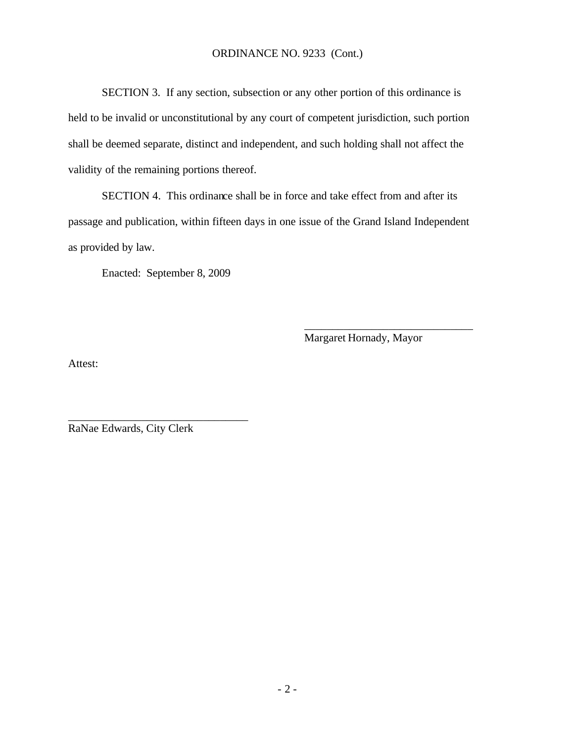ORDINANCE NO. 9233 (Cont.)

SECTION 3. If any section, subsection or any other portion of this ordinance is held to be invalid or unconstitutional by any court of competent jurisdiction, such portion shall be deemed separate, distinct and independent, and such holding shall not affect the validity of the remaining portions thereof.

SECTION 4. This ordinance shall be in force and take effect from and after its passage and publication, within fifteen days in one issue of the Grand Island Independent as provided by law.

Enacted: September 8, 2009

_______________________________
Margaret Hornady, Mayor

Attest:

_________________________________
RaNae Edwards, City Clerk